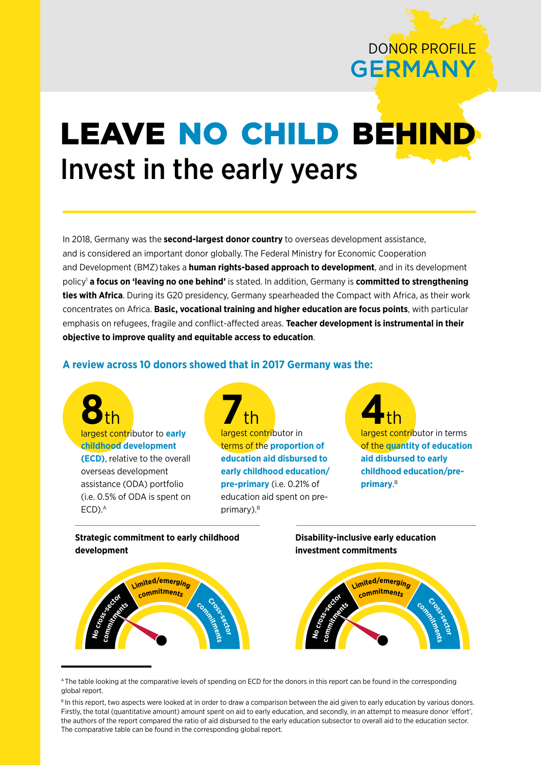DONOR PROFILE

**GERMANY**

# LEAVE NO CHILD BEHIND

## Invest in the early years

In 2018, Germany was the **second-largest donor country** to overseas development assistance, and is considered an important donor globally. The Federal Ministry for Economic Cooperation and Development (BMZ) takes a **human rights-based approach to development**, and in its development policy[1] **a focus on 'leaving no one behind'** is stated. In addition, Germany is **committed to strengthening ties with Africa**. During its G20 presidency, Germany spearheaded the Compact with Africa, as their work concentrates on Africa. **Basic, vocational training and higher education are focus points**, with particular emphasis on refugees, fragile and conflict-affected areas. **Teacher development is instrumental in their objective to improve quality and equitable access to education**.

### A review across 10 donors showed that in 2017 Germany was the:

**8th** largest contributor to **early childhood development (ECD)**, relative to the overall overseas development assistance (ODA) portfolio (i.e. 0.5% of ODA is spent on ECD).[A]

**7th** largest contributor in terms of the **proportion of education aid disbursed to early childhood education/pre-primary** (i.e. 0.21% of education aid spent on pre-primary).[B]

**4th** largest contributor in terms of the **quantity of education aid disbursed to early childhood education/pre-primary**.[B]

**Strategic commitment to early childhood development**

No cross-sector commitments | Limited/emerging commitments | Cross-sector commitments

**Disability-inclusive early education investment commitments**

No cross-sector commitments | Limited/emerging commitments | Cross-sector commitments

[A] The table looking at the comparative levels of spending on ECD for the donors in this report can be found in the corresponding global report.

[B] In this report, two aspects were looked at in order to draw a comparison between the aid given to early education by various donors. Firstly, the total (quantitative amount) amount spent on aid to early education, and secondly, in an attempt to measure donor 'effort', the authors of the report compared the ratio of aid disbursed to the early education subsector to overall aid to the education sector. The comparative table can be found in the corresponding global report.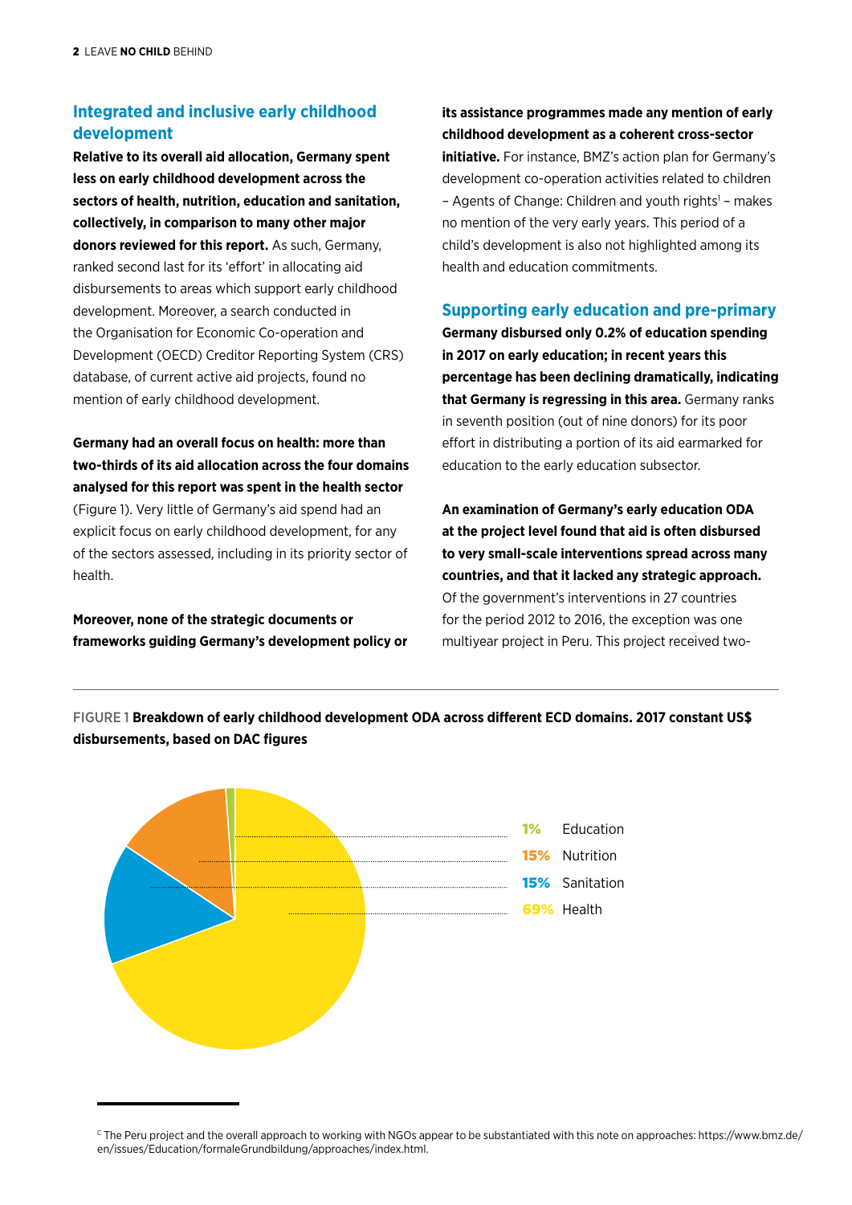## Integrated and inclusive early childhood development

**Relative to its overall aid allocation, Germany spent less on early childhood development across the sectors of health, nutrition, education and sanitation, collectively, in comparison to many other major donors reviewed for this report.** As such, Germany, ranked second last for its 'effort' in allocating aid disbursements to areas which support early childhood development. Moreover, a search conducted in the Organisation for Economic Co-operation and Development (OECD) Creditor Reporting System (CRS) database, of current active aid projects, found no mention of early childhood development.

**Germany had an overall focus on health: more than two-thirds of its aid allocation across the four domains analysed for this report was spent in the health sector** (Figure 1). Very little of Germany's aid spend had an explicit focus on early childhood development, for any of the sectors assessed, including in its priority sector of health.

**Moreover, none of the strategic documents or frameworks guiding Germany's development policy or its assistance programmes made any mention of early childhood development as a coherent cross-sector initiative.** For instance, BMZ's action plan for Germany's development co-operation activities related to children – Agents of Change: Children and youth rights[i] – makes no mention of the very early years. This period of a child's development is also not highlighted among its health and education commitments.

## Supporting early education and pre-primary

**Germany disbursed only 0.2% of education spending in 2017 on early education; in recent years this percentage has been declining dramatically, indicating that Germany is regressing in this area.** Germany ranks in seventh position (out of nine donors) for its poor effort in distributing a portion of its aid earmarked for education to the early education subsector.

**An examination of Germany's early education ODA at the project level found that aid is often disbursed to very small-scale interventions spread across many countries, and that it lacked any strategic approach.** Of the government's interventions in 27 countries for the period 2012 to 2016, the exception was one multiyear project in Peru. This project received two-

FIGURE 1 **Breakdown of early childhood development ODA across different ECD domains. 2017 constant US$ disbursements, based on DAC figures**

| Share | Domain |
|---|---|
| 1% | Education |
| 15% | Nutrition |
| 15% | Sanitation |
| 69% | Health |

[c] The Peru project and the overall approach to working with NGOs appear to be substantiated with this note on approaches: https://www.bmz.de/en/issues/Education/formaleGrundbildung/approaches/index.html.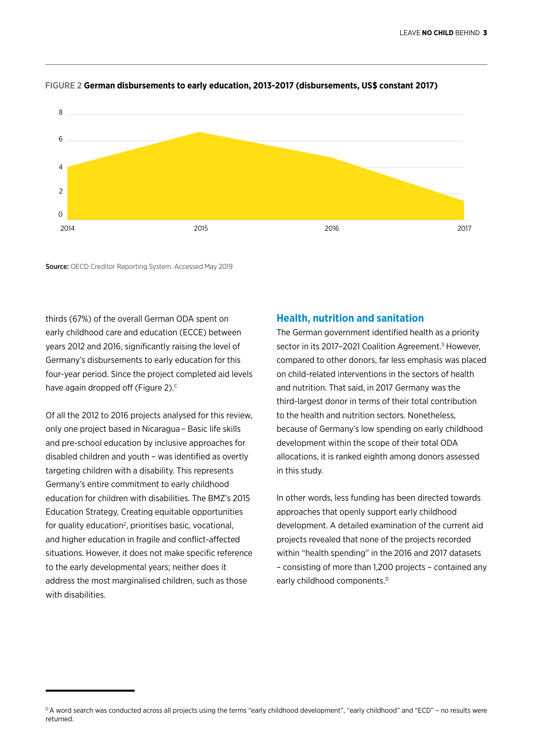FIGURE 2 **German disbursements to early education, 2013-2017 (disbursements, US$ constant 2017)**

Source: OECD Creditor Reporting System. Accessed May 2019

thirds (67%) of the overall German ODA spent on early childhood care and education (ECCE) between years 2012 and 2016, significantly raising the level of Germany's disbursements to early education for this four-year period. Since the project completed aid levels have again dropped off (Figure 2).[C]

Of all the 2012 to 2016 projects analysed for this review, only one project based in Nicaragua – Basic life skills and pre-school education by inclusive approaches for disabled children and youth – was identified as overtly targeting children with a disability. This represents Germany's entire commitment to early childhood education for children with disabilities. The BMZ's 2015 Education Strategy, Creating equitable opportunities for quality education[2], prioritises basic, vocational, and higher education in fragile and conflict-affected situations. However, it does not make specific reference to the early developmental years; neither does it address the most marginalised children, such as those with disabilities.

## Health, nutrition and sanitation

The German government identified health as a priority sector in its 2017–2021 Coalition Agreement.[3] However, compared to other donors, far less emphasis was placed on child-related interventions in the sectors of health and nutrition. That said, in 2017 Germany was the third-largest donor in terms of their total contribution to the health and nutrition sectors. Nonetheless, because of Germany's low spending on early childhood development within the scope of their total ODA allocations, it is ranked eighth among donors assessed in this study.

In other words, less funding has been directed towards approaches that openly support early childhood development. A detailed examination of the current aid projects revealed that none of the projects recorded within "health spending" in the 2016 and 2017 datasets – consisting of more than 1,200 projects – contained any early childhood components.[D]

[D] A word search was conducted across all projects using the terms "early childhood development", "early childhood" and "ECD" – no results were returned.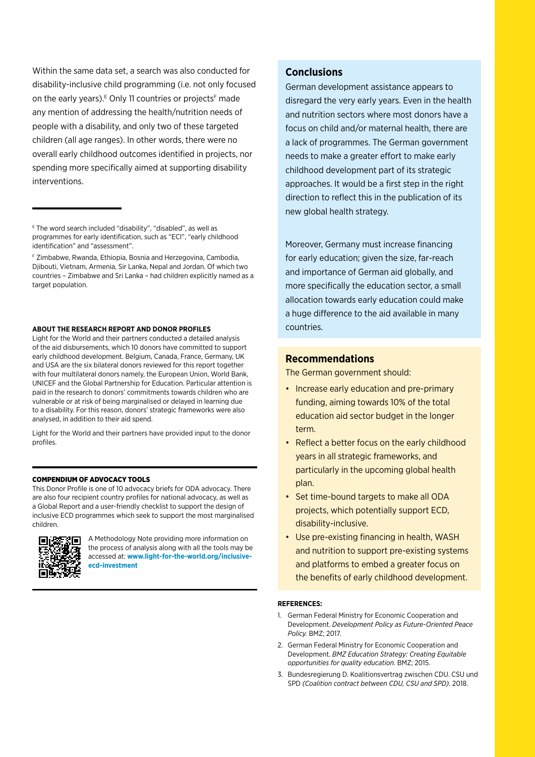Within the same data set, a search was also conducted for disability-inclusive child programming (i.e. not only focused on the early years).[E] Only 11 countries or projects[F] made any mention of addressing the health/nutrition needs of people with a disability, and only two of these targeted children (all age ranges). In other words, there were no overall early childhood outcomes identified in projects, nor spending more specifically aimed at supporting disability interventions.

[E] The word search included "disability", "disabled", as well as programmes for early identification, such as "ECI", "early childhood identification" and "assessment".

[F] Zimbabwe, Rwanda, Ethiopia, Bosnia and Herzegovina, Cambodia, Djibouti, Vietnam, Armenia, Sir Lanka, Nepal and Jordan. Of which two countries – Zimbabwe and Sri Lanka – had children explicitly named as a target population.

**ABOUT THE RESEARCH REPORT AND DONOR PROFILES**

Light for the World and their partners conducted a detailed analysis of the aid disbursements, which 10 donors have committed to support early childhood development. Belgium, Canada, France, Germany, UK and USA are the six bilateral donors reviewed for this report together with four multilateral donors namely, the European Union, World Bank, UNICEF and the Global Partnership for Education. Particular attention is paid in the research to donors' commitments towards children who are vulnerable or at risk of being marginalised or delayed in learning due to a disability. For this reason, donors' strategic frameworks were also analysed, in addition to their aid spend.

Light for the World and their partners have provided input to the donor profiles.

**COMPENDIUM OF ADVOCACY TOOLS**

This Donor Profile is one of 10 advocacy briefs for ODA advocacy. There are also four recipient country profiles for national advocacy, as well as a Global Report and a user-friendly checklist to support the design of inclusive ECD programmes which seek to support the most marginalised children.

A Methodology Note providing more information on the process of analysis along with all the tools may be accessed at: **www.light-for-the-world.org/inclusive-ecd-investment**

## Conclusions

German development assistance appears to disregard the very early years. Even in the health and nutrition sectors where most donors have a focus on child and/or maternal health, there are a lack of programmes. The German government needs to make a greater effort to make early childhood development part of its strategic approaches. It would be a first step in the right direction to reflect this in the publication of its new global health strategy.

Moreover, Germany must increase financing for early education; given the size, far-reach and importance of German aid globally, and more specifically the education sector, a small allocation towards early education could make a huge difference to the aid available in many countries.

## Recommendations

The German government should:

- Increase early education and pre-primary funding, aiming towards 10% of the total education aid sector budget in the longer term.
- Reflect a better focus on the early childhood years in all strategic frameworks, and particularly in the upcoming global health plan.
- Set time-bound targets to make all ODA projects, which potentially support ECD, disability-inclusive.
- Use pre-existing financing in health, WASH and nutrition to support pre-existing systems and platforms to embed a greater focus on the benefits of early childhood development.

**REFERENCES:**

1. German Federal Ministry for Economic Cooperation and Development. *Development Policy as Future-Oriented Peace Policy.* BMZ; 2017.
2. German Federal Ministry for Economic Cooperation and Development. *BMZ Education Strategy: Creating Equitable opportunities for quality education.* BMZ; 2015.
3. Bundesregierung D. Koalitionsvertrag zwischen CDU. CSU und SPD *(Coalition contract between CDU, CSU and SPD)*. 2018.